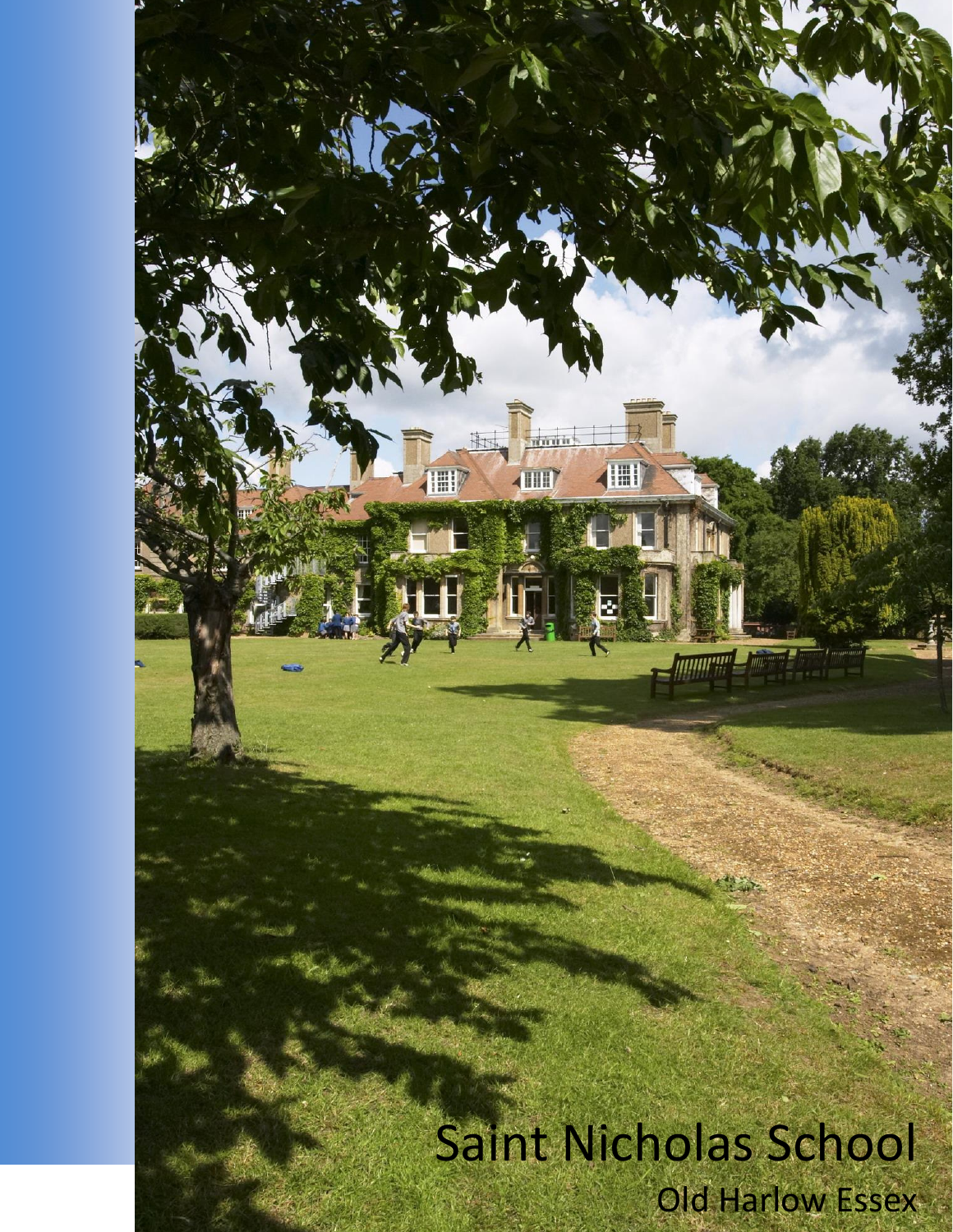# Saint Nicholas School

Old Harlow Essex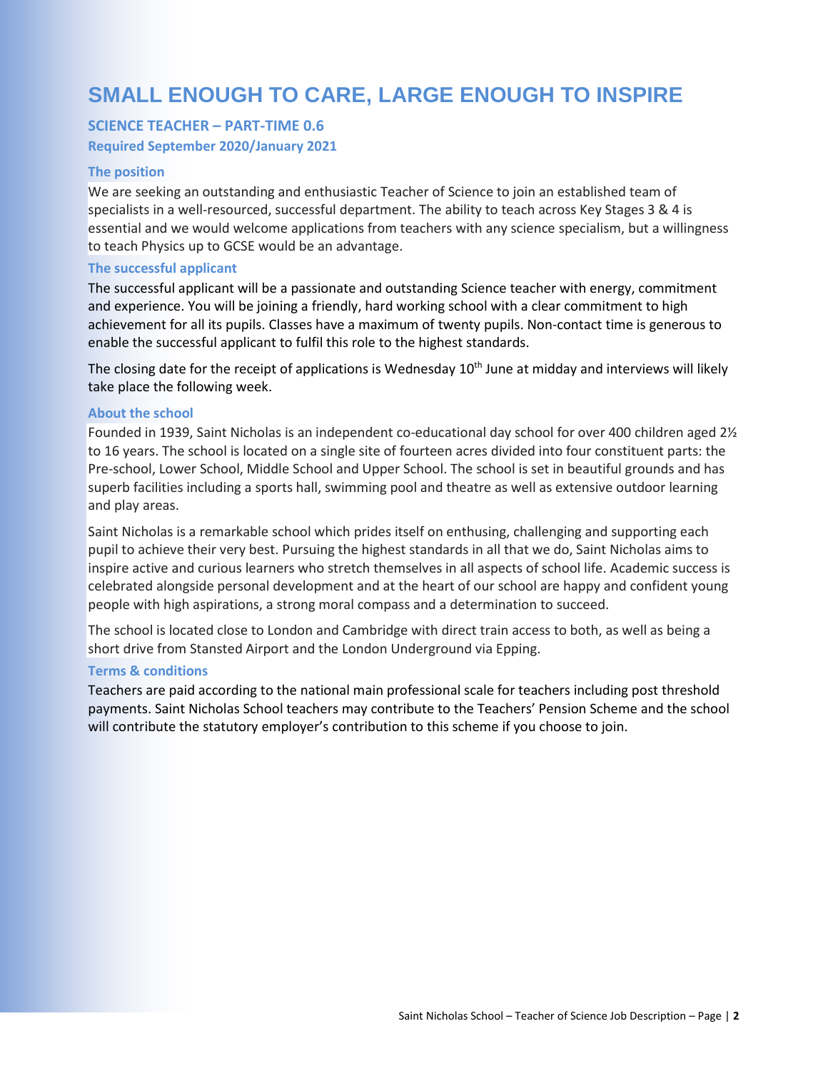# SMALL ENOUGH TO CARE, LARGE ENOUGH TO INSPIRE

### SCIENCE TEACHER – PART-TIME 0.6

**Required September 2020/January 2021**

#### The position

We are seeking an outstanding and enthusiastic Teacher of Science to join an established team of specialists in a well-resourced, successful department. The ability to teach across Key Stages 3 & 4 is essential and we would welcome applications from teachers with any science specialism, but a willingness to teach Physics up to GCSE would be an advantage.

#### The successful applicant

The successful applicant will be a passionate and outstanding Science teacher with energy, commitment and experience. You will be joining a friendly, hard working school with a clear commitment to high achievement for all its pupils. Classes have a maximum of twenty pupils. Non-contact time is generous to enable the successful applicant to fulfil this role to the highest standards.

The closing date for the receipt of applications is Wednesday 10th June at midday and interviews will likely take place the following week.

#### About the school

Founded in 1939, Saint Nicholas is an independent co-educational day school for over 400 children aged 2½ to 16 years. The school is located on a single site of fourteen acres divided into four constituent parts: the Pre-school, Lower School, Middle School and Upper School. The school is set in beautiful grounds and has superb facilities including a sports hall, swimming pool and theatre as well as extensive outdoor learning and play areas.

Saint Nicholas is a remarkable school which prides itself on enthusing, challenging and supporting each pupil to achieve their very best. Pursuing the highest standards in all that we do, Saint Nicholas aims to inspire active and curious learners who stretch themselves in all aspects of school life. Academic success is celebrated alongside personal development and at the heart of our school are happy and confident young people with high aspirations, a strong moral compass and a determination to succeed.

The school is located close to London and Cambridge with direct train access to both, as well as being a short drive from Stansted Airport and the London Underground via Epping.

#### Terms & conditions

Teachers are paid according to the national main professional scale for teachers including post threshold payments. Saint Nicholas School teachers may contribute to the Teachers' Pension Scheme and the school will contribute the statutory employer's contribution to this scheme if you choose to join.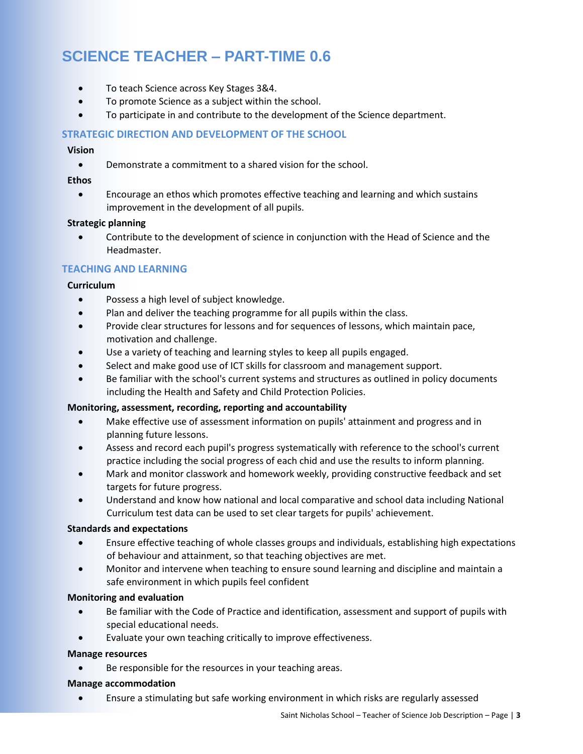# SCIENCE TEACHER – PART-TIME 0.6

- To teach Science across Key Stages 3&4.
- To promote Science as a subject within the school.
- To participate in and contribute to the development of the Science department.

## STRATEGIC DIRECTION AND DEVELOPMENT OF THE SCHOOL

**Vision**

- Demonstrate a commitment to a shared vision for the school.

**Ethos**

- Encourage an ethos which promotes effective teaching and learning and which sustains improvement in the development of all pupils.

**Strategic planning**

- Contribute to the development of science in conjunction with the Head of Science and the Headmaster.

## TEACHING AND LEARNING

**Curriculum**

- Possess a high level of subject knowledge.
- Plan and deliver the teaching programme for all pupils within the class.
- Provide clear structures for lessons and for sequences of lessons, which maintain pace, motivation and challenge.
- Use a variety of teaching and learning styles to keep all pupils engaged.
- Select and make good use of ICT skills for classroom and management support.
- Be familiar with the school's current systems and structures as outlined in policy documents including the Health and Safety and Child Protection Policies.

**Monitoring, assessment, recording, reporting and accountability**

- Make effective use of assessment information on pupils' attainment and progress and in planning future lessons.
- Assess and record each pupil's progress systematically with reference to the school's current practice including the social progress of each chid and use the results to inform planning.
- Mark and monitor classwork and homework weekly, providing constructive feedback and set targets for future progress.
- Understand and know how national and local comparative and school data including National Curriculum test data can be used to set clear targets for pupils' achievement.

**Standards and expectations**

- Ensure effective teaching of whole classes groups and individuals, establishing high expectations of behaviour and attainment, so that teaching objectives are met.
- Monitor and intervene when teaching to ensure sound learning and discipline and maintain a safe environment in which pupils feel confident

**Monitoring and evaluation**

- Be familiar with the Code of Practice and identification, assessment and support of pupils with special educational needs.
- Evaluate your own teaching critically to improve effectiveness.

**Manage resources**

- Be responsible for the resources in your teaching areas.

**Manage accommodation**

- Ensure a stimulating but safe working environment in which risks are regularly assessed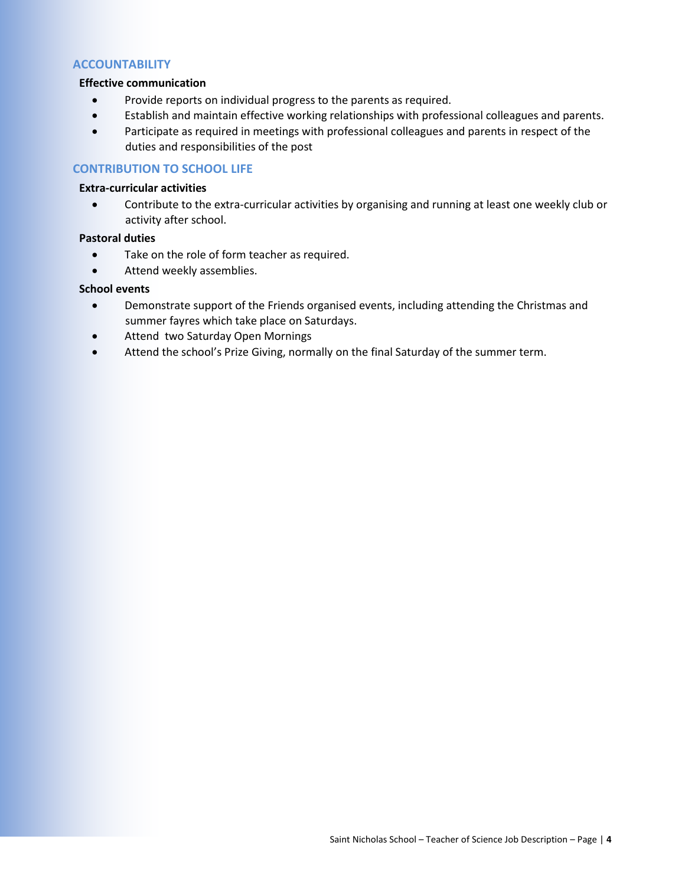## ACCOUNTABILITY

### Effective communication

- Provide reports on individual progress to the parents as required.
- Establish and maintain effective working relationships with professional colleagues and parents.
- Participate as required in meetings with professional colleagues and parents in respect of the duties and responsibilities of the post

## CONTRIBUTION TO SCHOOL LIFE

### Extra-curricular activities

- Contribute to the extra-curricular activities by organising and running at least one weekly club or activity after school.

### Pastoral duties

- Take on the role of form teacher as required.
- Attend weekly assemblies.

### School events

- Demonstrate support of the Friends organised events, including attending the Christmas and summer fayres which take place on Saturdays.
- Attend two Saturday Open Mornings
- Attend the school's Prize Giving, normally on the final Saturday of the summer term.